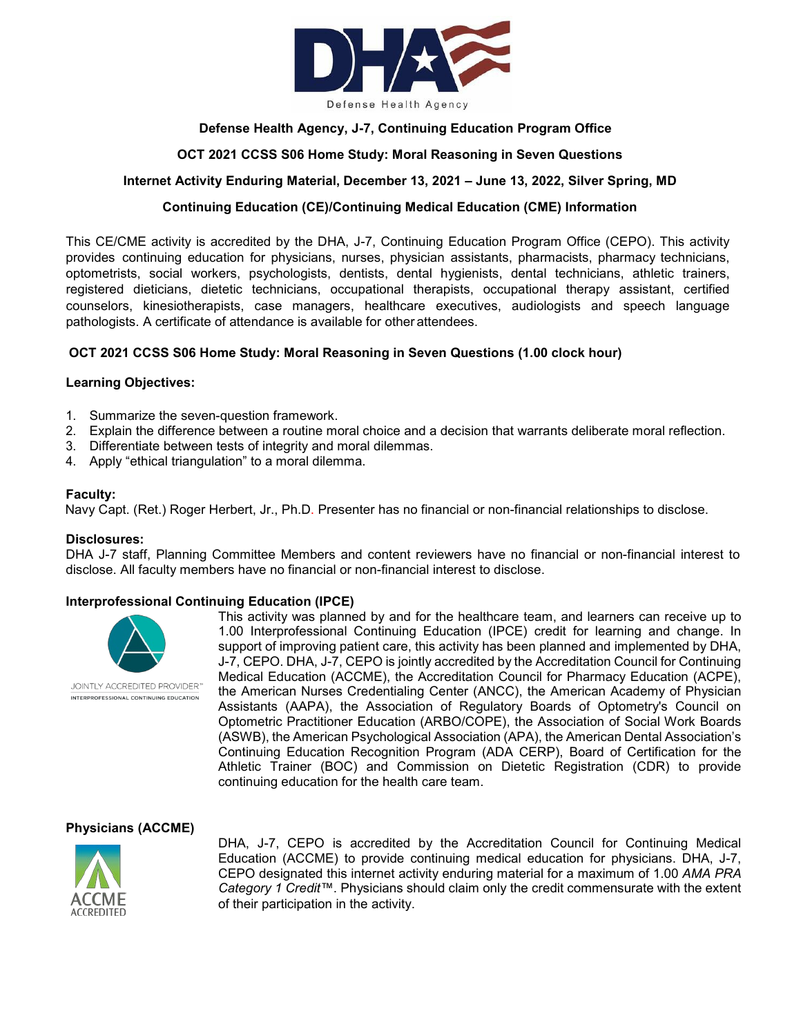**Defense Health Agency, J-7, Continuing Education Program Office**

**OCT 2021 CCSS S06 Home Study: Moral Reasoning in Seven Questions**

**Internet Activity Enduring Material, December 13, 2021 – June 13, 2022, Silver Spring, MD**

**Continuing Education (CE)/Continuing Medical Education (CME) Information**

This CE/CME activity is accredited by the DHA, J-7, Continuing Education Program Office (CEPO). This activity provides continuing education for physicians, nurses, physician assistants, pharmacists, pharmacy technicians, optometrists, social workers, psychologists, dentists, dental hygienists, dental technicians, athletic trainers, registered dieticians, dietetic technicians, occupational therapists, occupational therapy assistant, certified counselors, kinesiotherapists, case managers, healthcare executives, audiologists and speech language pathologists. A certificate of attendance is available for other attendees.

**OCT 2021 CCSS S06 Home Study: Moral Reasoning in Seven Questions (1.00 clock hour)**

**Learning Objectives:**

1. Summarize the seven-question framework.
2. Explain the difference between a routine moral choice and a decision that warrants deliberate moral reflection.
3. Differentiate between tests of integrity and moral dilemmas.
4. Apply "ethical triangulation" to a moral dilemma.

**Faculty:**
Navy Capt. (Ret.) Roger Herbert, Jr., Ph.D. Presenter has no financial or non-financial relationships to disclose.

**Disclosures:**
DHA J-7 staff, Planning Committee Members and content reviewers have no financial or non-financial interest to disclose. All faculty members have no financial or non-financial interest to disclose.

**Interprofessional Continuing Education (IPCE)**

JOINTLY ACCREDITED PROVIDER™
INTERPROFESSIONAL CONTINUING EDUCATION

This activity was planned by and for the healthcare team, and learners can receive up to 1.00 Interprofessional Continuing Education (IPCE) credit for learning and change. In support of improving patient care, this activity has been planned and implemented by DHA, J-7, CEPO. DHA, J-7, CEPO is jointly accredited by the Accreditation Council for Continuing Medical Education (ACCME), the Accreditation Council for Pharmacy Education (ACPE), the American Nurses Credentialing Center (ANCC), the American Academy of Physician Assistants (AAPA), the Association of Regulatory Boards of Optometry's Council on Optometric Practitioner Education (ARBO/COPE), the Association of Social Work Boards (ASWB), the American Psychological Association (APA), the American Dental Association's Continuing Education Recognition Program (ADA CERP), Board of Certification for the Athletic Trainer (BOC) and Commission on Dietetic Registration (CDR) to provide continuing education for the health care team.

**Physicians (ACCME)**

ACCME ACCREDITED

DHA, J-7, CEPO is accredited by the Accreditation Council for Continuing Medical Education (ACCME) to provide continuing medical education for physicians. DHA, J-7, CEPO designated this internet activity enduring material for a maximum of 1.00 *AMA PRA Category 1 Credit*™. Physicians should claim only the credit commensurate with the extent of their participation in the activity.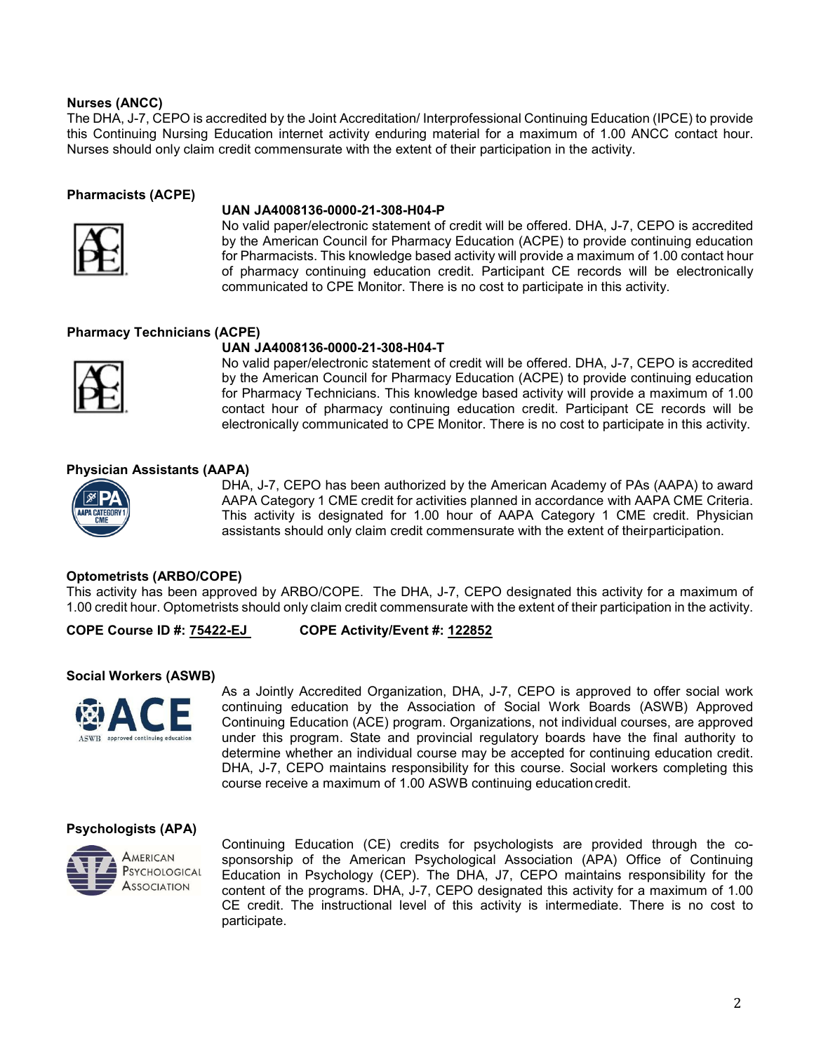**Nurses (ANCC)**

The DHA, J-7, CEPO is accredited by the Joint Accreditation/ Interprofessional Continuing Education (IPCE) to provide this Continuing Nursing Education internet activity enduring material for a maximum of 1.00 ANCC contact hour. Nurses should only claim credit commensurate with the extent of their participation in the activity.

**Pharmacists (ACPE)**

**UAN JA4008136-0000-21-308-H04-P**

No valid paper/electronic statement of credit will be offered. DHA, J-7, CEPO is accredited by the American Council for Pharmacy Education (ACPE) to provide continuing education for Pharmacists. This knowledge based activity will provide a maximum of 1.00 contact hour of pharmacy continuing education credit. Participant CE records will be electronically communicated to CPE Monitor. There is no cost to participate in this activity.

**Pharmacy Technicians (ACPE)**

**UAN JA4008136-0000-21-308-H04-T**

No valid paper/electronic statement of credit will be offered. DHA, J-7, CEPO is accredited by the American Council for Pharmacy Education (ACPE) to provide continuing education for Pharmacy Technicians. This knowledge based activity will provide a maximum of 1.00 contact hour of pharmacy continuing education credit. Participant CE records will be electronically communicated to CPE Monitor. There is no cost to participate in this activity.

**Physician Assistants (AAPA)**

DHA, J-7, CEPO has been authorized by the American Academy of PAs (AAPA) to award AAPA Category 1 CME credit for activities planned in accordance with AAPA CME Criteria. This activity is designated for 1.00 hour of AAPA Category 1 CME credit. Physician assistants should only claim credit commensurate with the extent of their participation.

**Optometrists (ARBO/COPE)**

This activity has been approved by ARBO/COPE. The DHA, J-7, CEPO designated this activity for a maximum of 1.00 credit hour. Optometrists should only claim credit commensurate with the extent of their participation in the activity.

**COPE Course ID #: 75422-EJ** **COPE Activity/Event #: 122852**

**Social Workers (ASWB)**

As a Jointly Accredited Organization, DHA, J-7, CEPO is approved to offer social work continuing education by the Association of Social Work Boards (ASWB) Approved Continuing Education (ACE) program. Organizations, not individual courses, are approved under this program. State and provincial regulatory boards have the final authority to determine whether an individual course may be accepted for continuing education credit. DHA, J-7, CEPO maintains responsibility for this course. Social workers completing this course receive a maximum of 1.00 ASWB continuing education credit.

**Psychologists (APA)**

Continuing Education (CE) credits for psychologists are provided through the co-sponsorship of the American Psychological Association (APA) Office of Continuing Education in Psychology (CEP). The DHA, J7, CEPO maintains responsibility for the content of the programs. DHA, J-7, CEPO designated this activity for a maximum of 1.00 CE credit. The instructional level of this activity is intermediate. There is no cost to participate.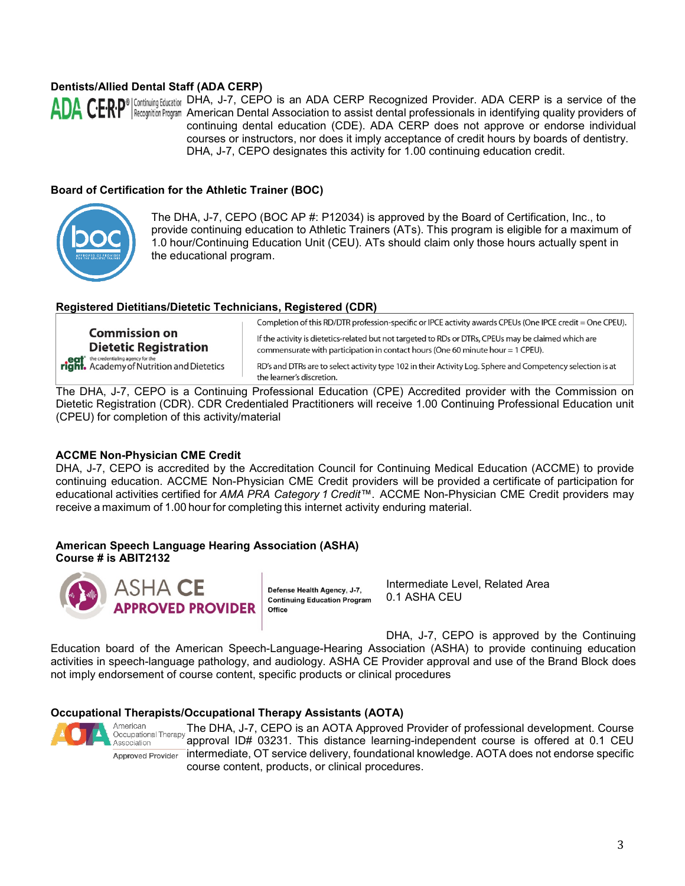**Dentists/Allied Dental Staff (ADA CERP)**

DHA, J-7, CEPO is an ADA CERP Recognized Provider. ADA CERP is a service of the American Dental Association to assist dental professionals in identifying quality providers of continuing dental education (CDE). ADA CERP does not approve or endorse individual courses or instructors, nor does it imply acceptance of credit hours by boards of dentistry. DHA, J-7, CEPO designates this activity for 1.00 continuing education credit.

**Board of Certification for the Athletic Trainer (BOC)**

The DHA, J-7, CEPO (BOC AP #: P12034) is approved by the Board of Certification, Inc., to provide continuing education to Athletic Trainers (ATs). This program is eligible for a maximum of 1.0 hour/Continuing Education Unit (CEU). ATs should claim only those hours actually spent in the educational program.

**Registered Dietitians/Dietetic Technicians, Registered (CDR)**

| Commission on Dietetic Registration<br>the credentialing agency for the Academy of Nutrition and Dietetics | Completion of this RD/DTR profession-specific or IPCE activity awards CPEUs (One IPCE credit = One CPEU).<br>If the activity is dietetics-related but not targeted to RDs or DTRs, CPEUs may be claimed which are commensurate with participation in contact hours (One 60 minute hour = 1 CPEU).<br>RD's and DTRs are to select activity type 102 in their Activity Log. Sphere and Competency selection is at the learner's discretion. |
|---|---|

The DHA, J-7, CEPO is a Continuing Professional Education (CPE) Accredited provider with the Commission on Dietetic Registration (CDR). CDR Credentialed Practitioners will receive 1.00 Continuing Professional Education unit (CPEU) for completion of this activity/material

**ACCME Non-Physician CME Credit**

DHA, J-7, CEPO is accredited by the Accreditation Council for Continuing Medical Education (ACCME) to provide continuing education. ACCME Non-Physician CME Credit providers will be provided a certificate of participation for educational activities certified for *AMA PRA Category 1 Credit*™. ACCME Non-Physician CME Credit providers may receive a maximum of 1.00 hour for completing this internet activity enduring material.

**American Speech Language Hearing Association (ASHA)**
**Course # is ABIT2132**

ASHA CE APPROVED PROVIDER — Defense Health Agency, J-7, Continuing Education Program Office

Intermediate Level, Related Area
0.1 ASHA CEU

DHA, J-7, CEPO is approved by the Continuing Education board of the American Speech-Language-Hearing Association (ASHA) to provide continuing education activities in speech-language pathology, and audiology. ASHA CE Provider approval and use of the Brand Block does not imply endorsement of course content, specific products or clinical procedures

**Occupational Therapists/Occupational Therapy Assistants (AOTA)**

The DHA, J-7, CEPO is an AOTA Approved Provider of professional development. Course approval ID# 03231. This distance learning-independent course is offered at 0.1 CEU intermediate, OT service delivery, foundational knowledge. AOTA does not endorse specific course content, products, or clinical procedures.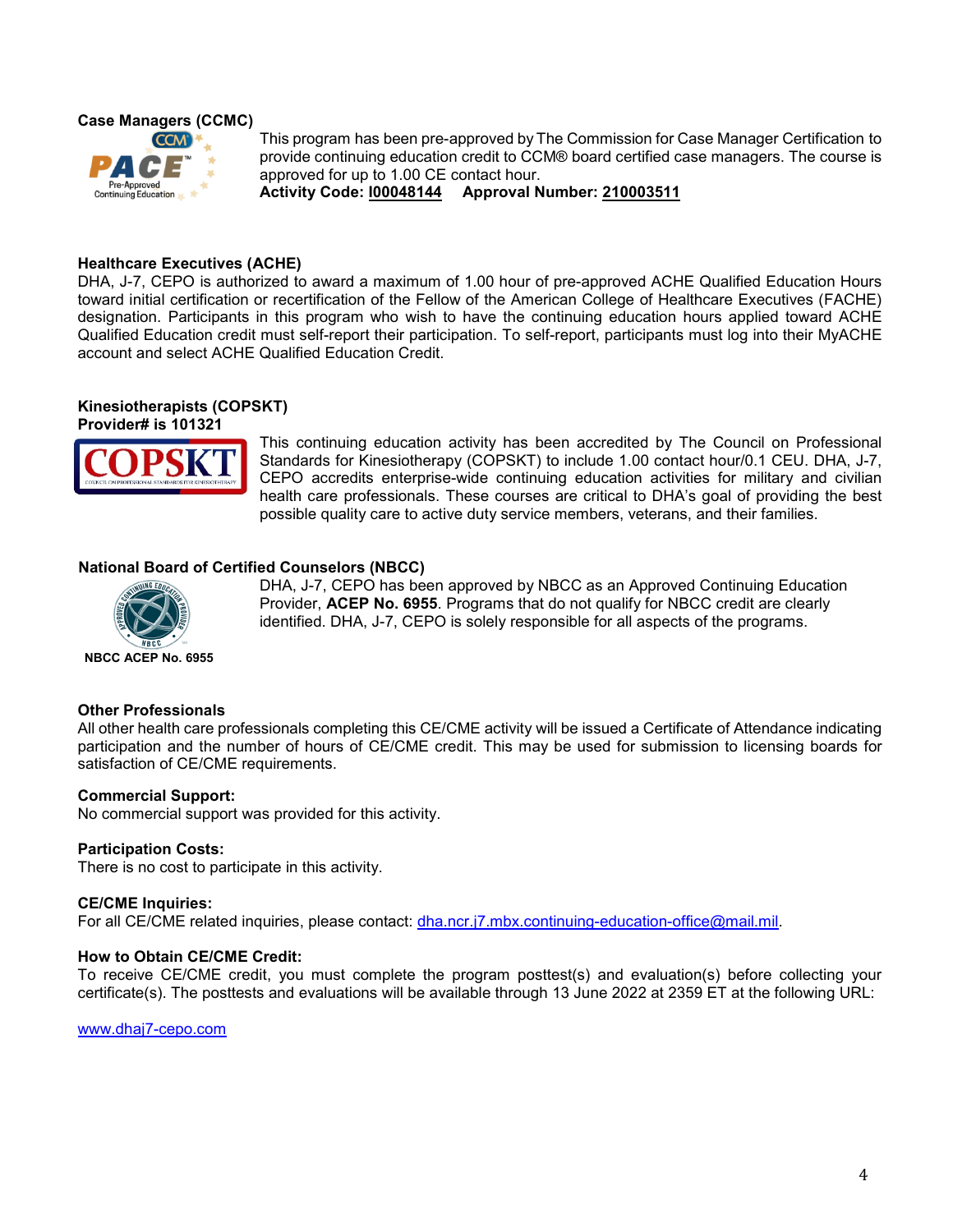**Case Managers (CCMC)**

This program has been pre-approved by The Commission for Case Manager Certification to provide continuing education credit to CCM® board certified case managers. The course is approved for up to 1.00 CE contact hour.
**Activity Code: I00048144    Approval Number: 210003511**

**Healthcare Executives (ACHE)**

DHA, J-7, CEPO is authorized to award a maximum of 1.00 hour of pre-approved ACHE Qualified Education Hours toward initial certification or recertification of the Fellow of the American College of Healthcare Executives (FACHE) designation. Participants in this program who wish to have the continuing education hours applied toward ACHE Qualified Education credit must self-report their participation. To self-report, participants must log into their MyACHE account and select ACHE Qualified Education Credit.

**Kinesiotherapists (COPSKT)**
**Provider# is 101321**

This continuing education activity has been accredited by The Council on Professional Standards for Kinesiotherapy (COPSKT) to include 1.00 contact hour/0.1 CEU. DHA, J-7, CEPO accredits enterprise-wide continuing education activities for military and civilian health care professionals. These courses are critical to DHA's goal of providing the best possible quality care to active duty service members, veterans, and their families.

**National Board of Certified Counselors (NBCC)**

DHA, J-7, CEPO has been approved by NBCC as an Approved Continuing Education Provider, **ACEP No. 6955**. Programs that do not qualify for NBCC credit are clearly identified. DHA, J-7, CEPO is solely responsible for all aspects of the programs.

**NBCC ACEP No. 6955**

**Other Professionals**

All other health care professionals completing this CE/CME activity will be issued a Certificate of Attendance indicating participation and the number of hours of CE/CME credit. This may be used for submission to licensing boards for satisfaction of CE/CME requirements.

**Commercial Support:**

No commercial support was provided for this activity.

**Participation Costs:**

There is no cost to participate in this activity.

**CE/CME Inquiries:**

For all CE/CME related inquiries, please contact: dha.ncr.j7.mbx.continuing-education-office@mail.mil.

**How to Obtain CE/CME Credit:**

To receive CE/CME credit, you must complete the program posttest(s) and evaluation(s) before collecting your certificate(s). The posttests and evaluations will be available through 13 June 2022 at 2359 ET at the following URL:

www.dhaj7-cepo.com